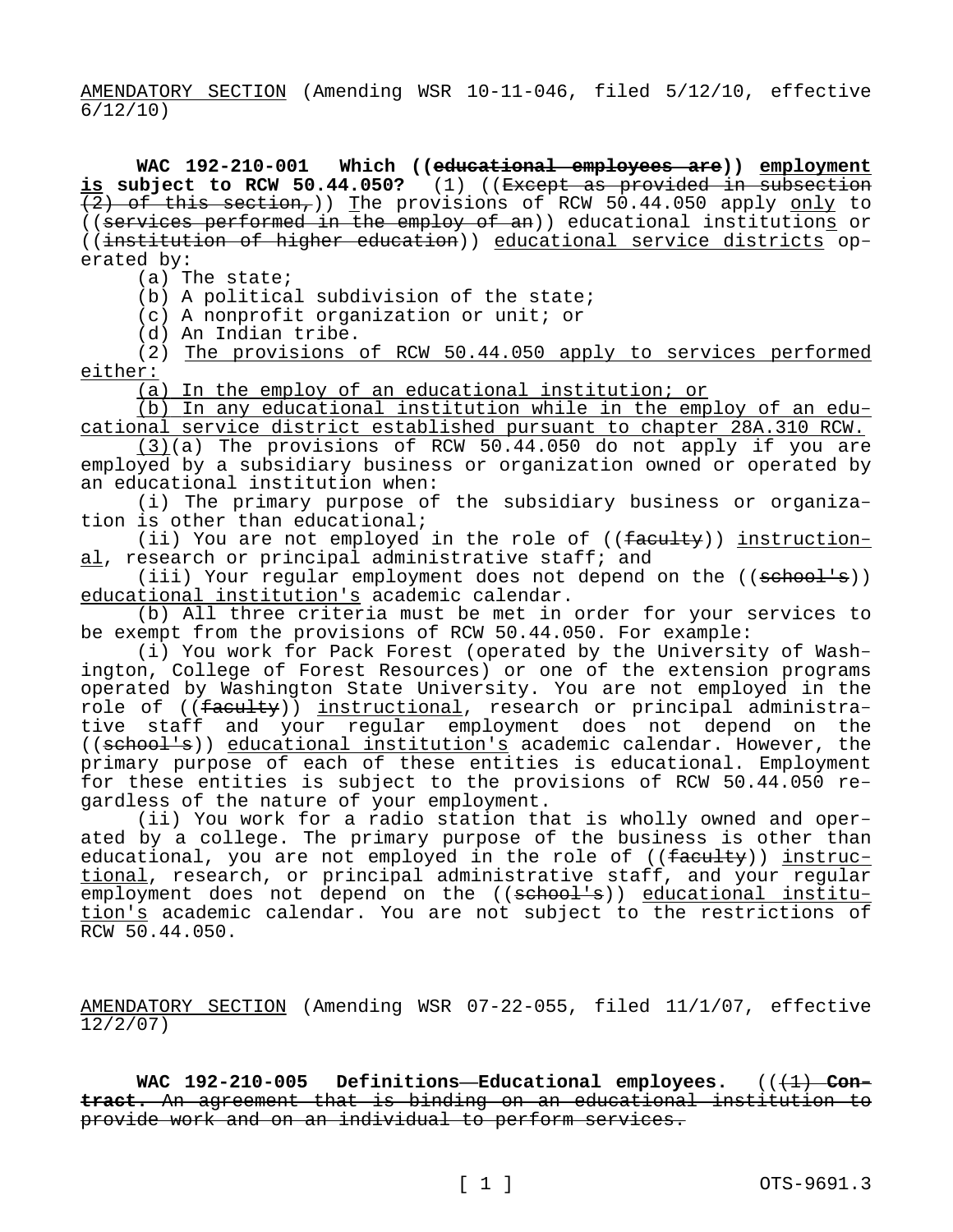AMENDATORY SECTION (Amending WSR 10-11-046, filed 5/12/10, effective 6/12/10)

**WAC 192-210-001 Which ((~~educational employees are~~)) employment is subject to RCW 50.44.050?** (1) ((~~Except as provided in subsection (2) of this section,~~)) The provisions of RCW 50.44.050 apply only to ((~~services performed in the employ of an~~)) educational institutions or ((~~institution of higher education~~)) educational service districts operated by:

(a) The state;

(b) A political subdivision of the state;

(c) A nonprofit organization or unit; or

(d) An Indian tribe.

(2) The provisions of RCW 50.44.050 apply to services performed either:

(a) In the employ of an educational institution; or

(b) In any educational institution while in the employ of an educational service district established pursuant to chapter 28A.310 RCW.

(3)(a) The provisions of RCW 50.44.050 do not apply if you are employed by a subsidiary business or organization owned or operated by an educational institution when:

(i) The primary purpose of the subsidiary business or organization is other than educational;

(ii) You are not employed in the role of ((~~faculty~~)) instructional, research or principal administrative staff; and

(iii) Your regular employment does not depend on the ((~~school's~~)) educational institution's academic calendar.

(b) All three criteria must be met in order for your services to be exempt from the provisions of RCW 50.44.050. For example:

(i) You work for Pack Forest (operated by the University of Washington, College of Forest Resources) or one of the extension programs operated by Washington State University. You are not employed in the role of ((~~faculty~~)) instructional, research or principal administrative staff and your regular employment does not depend on the ((~~school's~~)) educational institution's academic calendar. However, the primary purpose of each of these entities is educational. Employment for these entities is subject to the provisions of RCW 50.44.050 regardless of the nature of your employment.

(ii) You work for a radio station that is wholly owned and operated by a college. The primary purpose of the business is other than educational, you are not employed in the role of ((~~faculty~~)) instructional, research, or principal administrative staff, and your regular employment does not depend on the ((~~school's~~)) educational institution's academic calendar. You are not subject to the restrictions of RCW 50.44.050.

AMENDATORY SECTION (Amending WSR 07-22-055, filed 11/1/07, effective 12/2/07)

**WAC 192-210-005 Definitions—Educational employees.** ((~~(1)~~ ~~**Contract.**~~ ~~An agreement that is binding on an educational institution to provide work and on an individual to perform services.~~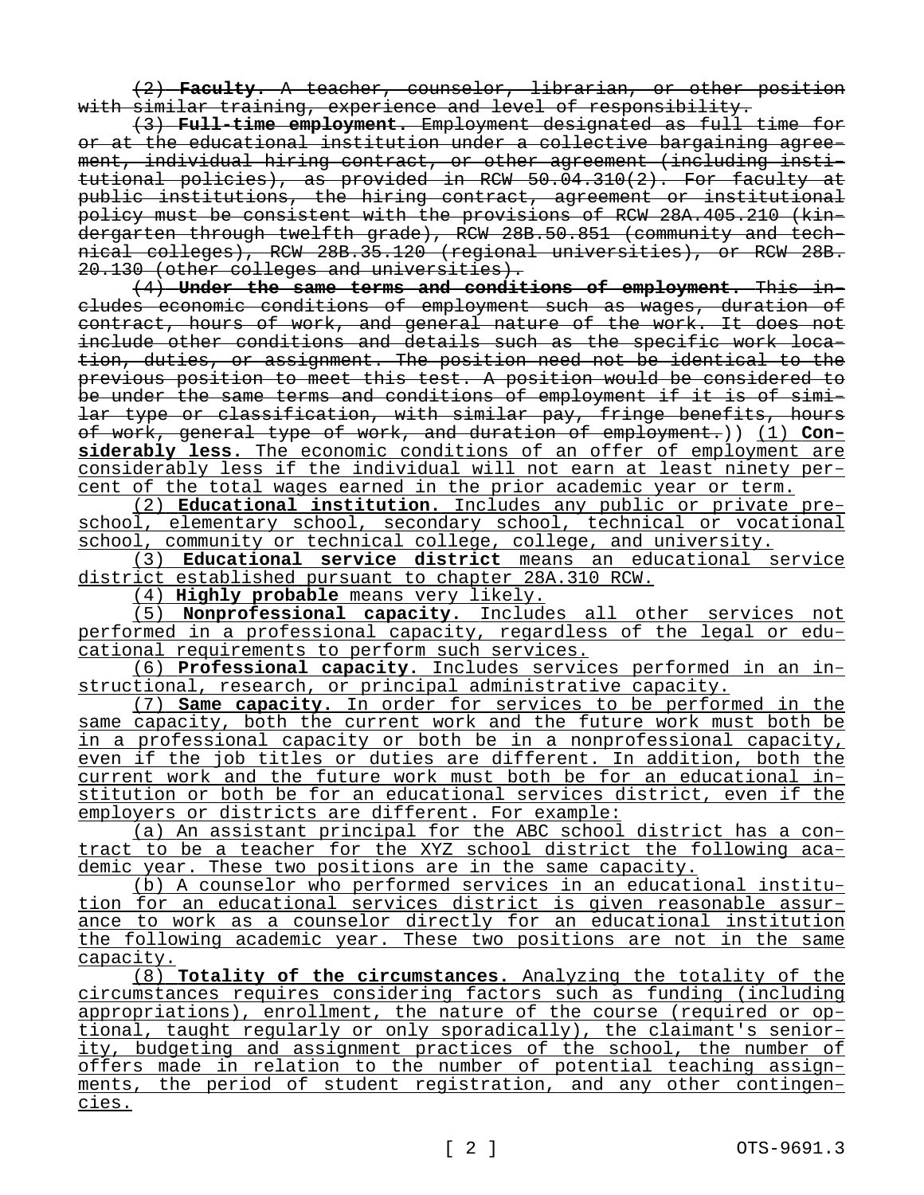~~(2) **Faculty.** A teacher, counselor, librarian, or other position with similar training, experience and level of responsibility.~~

~~(3) **Full-time employment.** Employment designated as full time for or at the educational institution under a collective bargaining agreement, individual hiring contract, or other agreement (including institutional policies), as provided in RCW 50.04.310(2). For faculty at public institutions, the hiring contract, agreement or institutional policy must be consistent with the provisions of RCW 28A.405.210 (kindergarten through twelfth grade), RCW 28B.50.851 (community and technical colleges), RCW 28B.35.120 (regional universities), or RCW 28B.20.130 (other colleges and universities).~~

~~(4) **Under the same terms and conditions of employment.** This includes economic conditions of employment such as wages, duration of contract, hours of work, and general nature of the work. It does not include other conditions and details such as the specific work location, duties, or assignment. The position need not be identical to the previous position to meet this test. A position would be considered to be under the same terms and conditions of employment if it is of similar type or classification, with similar pay, fringe benefits, hours of work, general type of work, and duration of employment.~~)) <u>(1) **Considerably less.** The economic conditions of an offer of employment are considerably less if the individual will not earn at least ninety percent of the total wages earned in the prior academic year or term.</u>

<u>(2) **Educational institution.** Includes any public or private preschool, elementary school, secondary school, technical or vocational school, community or technical college, college, and university.</u>

<u>(3) **Educational service district** means an educational service district established pursuant to chapter 28A.310 RCW.</u>

<u>(4) **Highly probable** means very likely.</u>

<u>(5) **Nonprofessional capacity.** Includes all other services not performed in a professional capacity, regardless of the legal or educational requirements to perform such services.</u>

<u>(6) **Professional capacity.** Includes services performed in an instructional, research, or principal administrative capacity.</u>

<u>(7) **Same capacity.** In order for services to be performed in the same capacity, both the current work and the future work must both be in a professional capacity or both be in a nonprofessional capacity, even if the job titles or duties are different. In addition, both the current work and the future work must both be for an educational institution or both be for an educational services district, even if the employers or districts are different. For example:</u>

<u>(a) An assistant principal for the ABC school district has a contract to be a teacher for the XYZ school district the following academic year. These two positions are in the same capacity.</u>

<u>(b) A counselor who performed services in an educational institution for an educational services district is given reasonable assurance to work as a counselor directly for an educational institution the following academic year. These two positions are not in the same capacity.</u>

<u>(8) **Totality of the circumstances.** Analyzing the totality of the circumstances requires considering factors such as funding (including appropriations), enrollment, the nature of the course (required or optional, taught regularly or only sporadically), the claimant's seniority, budgeting and assignment practices of the school, the number of offers made in relation to the number of potential teaching assignments, the period of student registration, and any other contingencies.</u>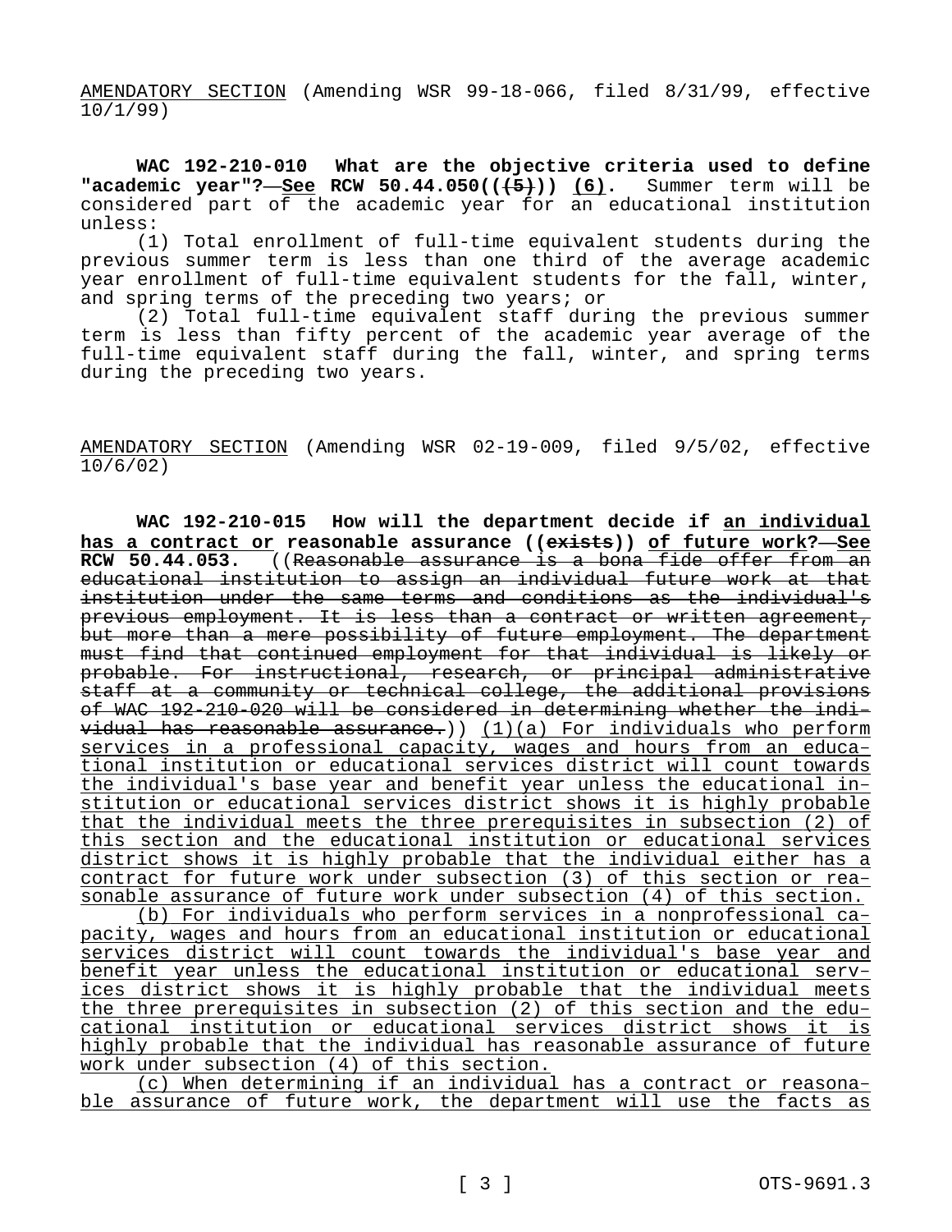AMENDATORY SECTION (Amending WSR 99-18-066, filed 8/31/99, effective 10/1/99)

**WAC 192-210-010 What are the objective criteria used to define "academic year"?—See RCW 50.44.050((~~(5)~~)) (6).** Summer term will be considered part of the academic year for an educational institution unless:

(1) Total enrollment of full-time equivalent students during the previous summer term is less than one third of the average academic year enrollment of full-time equivalent students for the fall, winter, and spring terms of the preceding two years; or

(2) Total full-time equivalent staff during the previous summer term is less than fifty percent of the academic year average of the full-time equivalent staff during the fall, winter, and spring terms during the preceding two years.

AMENDATORY SECTION (Amending WSR 02-19-009, filed 9/5/02, effective 10/6/02)

**WAC 192-210-015 How will the department decide if an individual has a contract or reasonable assurance ((~~exists~~)) of future work?—See RCW 50.44.053.** ((~~Reasonable assurance is a bona fide offer from an educational institution to assign an individual future work at that institution under the same terms and conditions as the individual's previous employment. It is less than a contract or written agreement, but more than a mere possibility of future employment. The department must find that continued employment for that individual is likely or probable. For instructional, research, or principal administrative staff at a community or technical college, the additional provisions of WAC 192-210-020 will be considered in determining whether the individual has reasonable assurance.~~)) (1)(a) For individuals who perform services in a professional capacity, wages and hours from an educational institution or educational services district will count towards the individual's base year and benefit year unless the educational institution or educational services district shows it is highly probable that the individual meets the three prerequisites in subsection (2) of this section and the educational institution or educational services district shows it is highly probable that the individual either has a contract for future work under subsection (3) of this section or reasonable assurance of future work under subsection (4) of this section.

(b) For individuals who perform services in a nonprofessional capacity, wages and hours from an educational institution or educational services district will count towards the individual's base year and benefit year unless the educational institution or educational services district shows it is highly probable that the individual meets the three prerequisites in subsection (2) of this section and the educational institution or educational services district shows it is highly probable that the individual has reasonable assurance of future work under subsection (4) of this section.

(c) When determining if an individual has a contract or reasonable assurance of future work, the department will use the facts as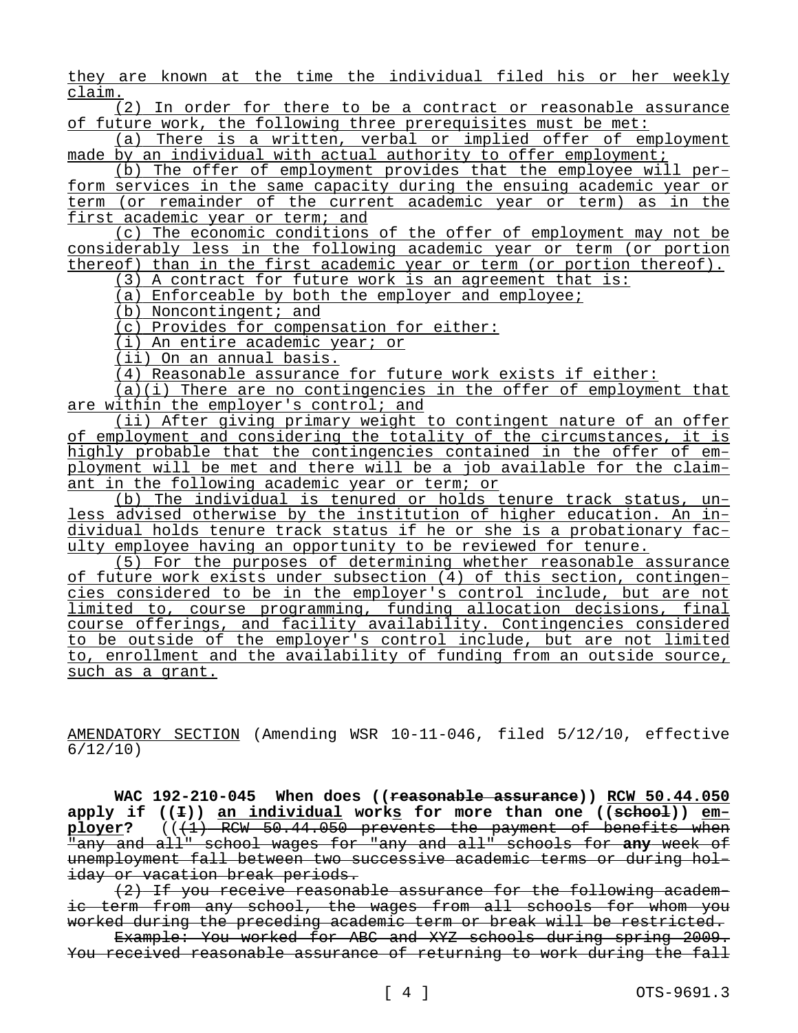they are known at the time the individual filed his or her weekly claim.

(2) In order for there to be a contract or reasonable assurance of future work, the following three prerequisites must be met:

(a) There is a written, verbal or implied offer of employment made by an individual with actual authority to offer employment;

(b) The offer of employment provides that the employee will perform services in the same capacity during the ensuing academic year or term (or remainder of the current academic year or term) as in the first academic year or term; and

(c) The economic conditions of the offer of employment may not be considerably less in the following academic year or term (or portion thereof) than in the first academic year or term (or portion thereof).

(3) A contract for future work is an agreement that is:

(a) Enforceable by both the employer and employee;

(b) Noncontingent; and

(c) Provides for compensation for either:

(i) An entire academic year; or

(ii) On an annual basis.

(4) Reasonable assurance for future work exists if either:

(a)(i) There are no contingencies in the offer of employment that are within the employer's control; and

(ii) After giving primary weight to contingent nature of an offer of employment and considering the totality of the circumstances, it is highly probable that the contingencies contained in the offer of employment will be met and there will be a job available for the claimant in the following academic year or term; or

(b) The individual is tenured or holds tenure track status, unless advised otherwise by the institution of higher education. An individual holds tenure track status if he or she is a probationary faculty employee having an opportunity to be reviewed for tenure.

(5) For the purposes of determining whether reasonable assurance of future work exists under subsection (4) of this section, contingencies considered to be in the employer's control include, but are not limited to, course programming, funding allocation decisions, final course offerings, and facility availability. Contingencies considered to be outside of the employer's control include, but are not limited to, enrollment and the availability of funding from an outside source, such as a grant.

AMENDATORY SECTION (Amending WSR 10-11-046, filed 5/12/10, effective 6/12/10)

**WAC 192-210-045 When does ((~~reasonable assurance~~)) RCW 50.44.050 apply if ((~~I~~)) an individual works for more than one ((~~school~~)) employer?** ((~~(1) RCW 50.44.050 prevents the payment of benefits when "any and all" school wages for "any and all" schools for **any** week of unemployment fall between two successive academic terms or during holiday or vacation break periods.~~

~~(2) If you receive reasonable assurance for the following academic term from any school, the wages from all schools for whom you worked during the preceding academic term or break will be restricted.~~

~~Example: You worked for ABC and XYZ schools during spring 2009. You received reasonable assurance of returning to work during the fall~~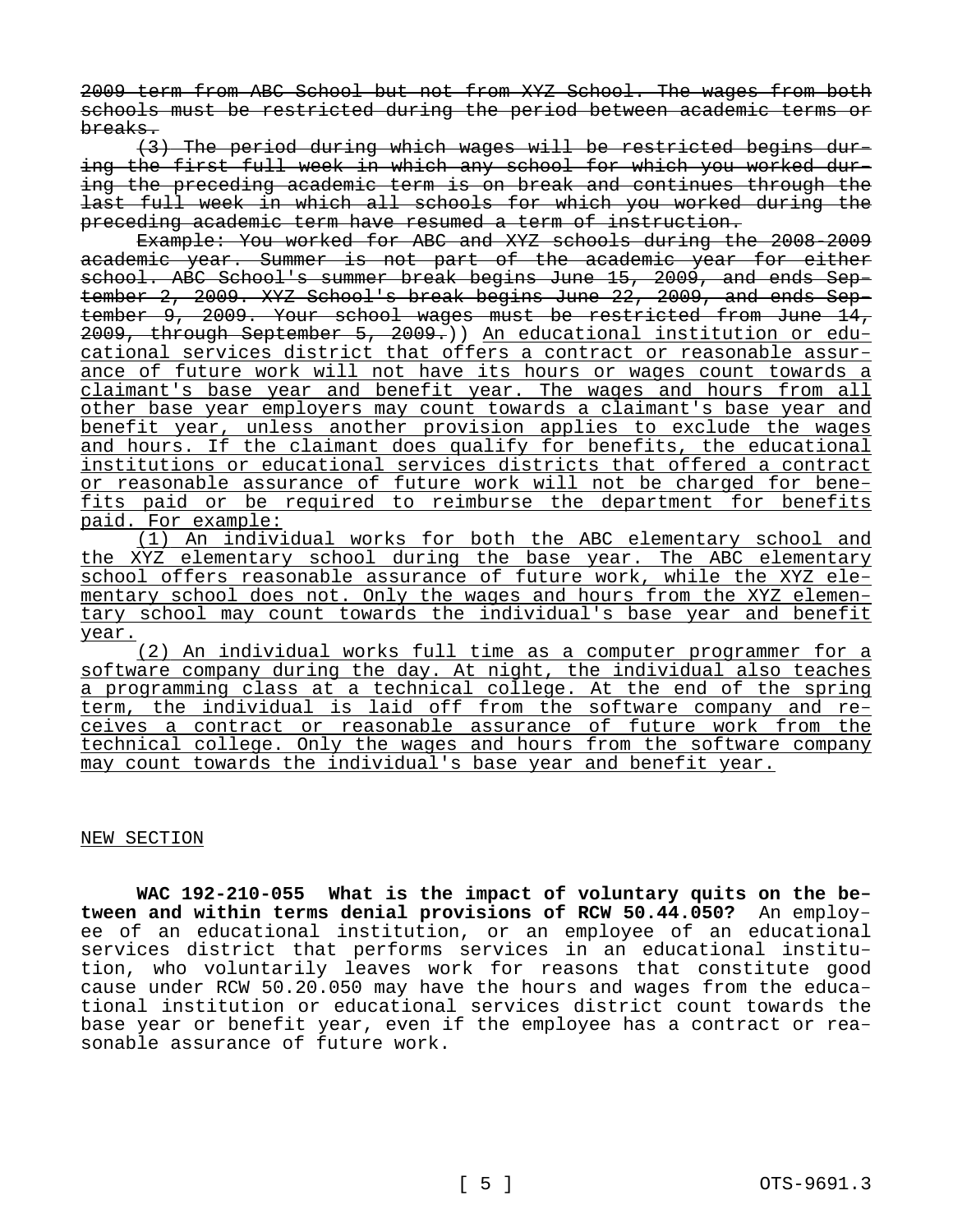~~2009 term from ABC School but not from XYZ School. The wages from both schools must be restricted during the period between academic terms or breaks.~~

~~(3) The period during which wages will be restricted begins during the first full week in which any school for which you worked during the preceding academic term is on break and continues through the last full week in which all schools for which you worked during the preceding academic term have resumed a term of instruction.~~

~~Example: You worked for ABC and XYZ schools during the 2008-2009 academic year. Summer is not part of the academic year for either school. ABC School's summer break begins June 15, 2009, and ends September 2, 2009. XYZ School's break begins June 22, 2009, and ends September 9, 2009. Your school wages must be restricted from June 14, 2009, through September 5, 2009.~~)) <u>An educational institution or educational services district that offers a contract or reasonable assurance of future work will not have its hours or wages count towards a claimant's base year and benefit year. The wages and hours from all other base year employers may count towards a claimant's base year and benefit year, unless another provision applies to exclude the wages and hours. If the claimant does qualify for benefits, the educational institutions or educational services districts that offered a contract or reasonable assurance of future work will not be charged for benefits paid or be required to reimburse the department for benefits paid. For example:</u>

<u>(1) An individual works for both the ABC elementary school and the XYZ elementary school during the base year. The ABC elementary school offers reasonable assurance of future work, while the XYZ elementary school does not. Only the wages and hours from the XYZ elementary school may count towards the individual's base year and benefit year.</u>

<u>(2) An individual works full time as a computer programmer for a software company during the day. At night, the individual also teaches a programming class at a technical college. At the end of the spring term, the individual is laid off from the software company and receives a contract or reasonable assurance of future work from the technical college. Only the wages and hours from the software company may count towards the individual's base year and benefit year.</u>

<u>NEW SECTION</u>

**WAC 192-210-055 What is the impact of voluntary quits on the between and within terms denial provisions of RCW 50.44.050?** An employee of an educational institution, or an employee of an educational services district that performs services in an educational institution, who voluntarily leaves work for reasons that constitute good cause under RCW 50.20.050 may have the hours and wages from the educational institution or educational services district count towards the base year or benefit year, even if the employee has a contract or reasonable assurance of future work.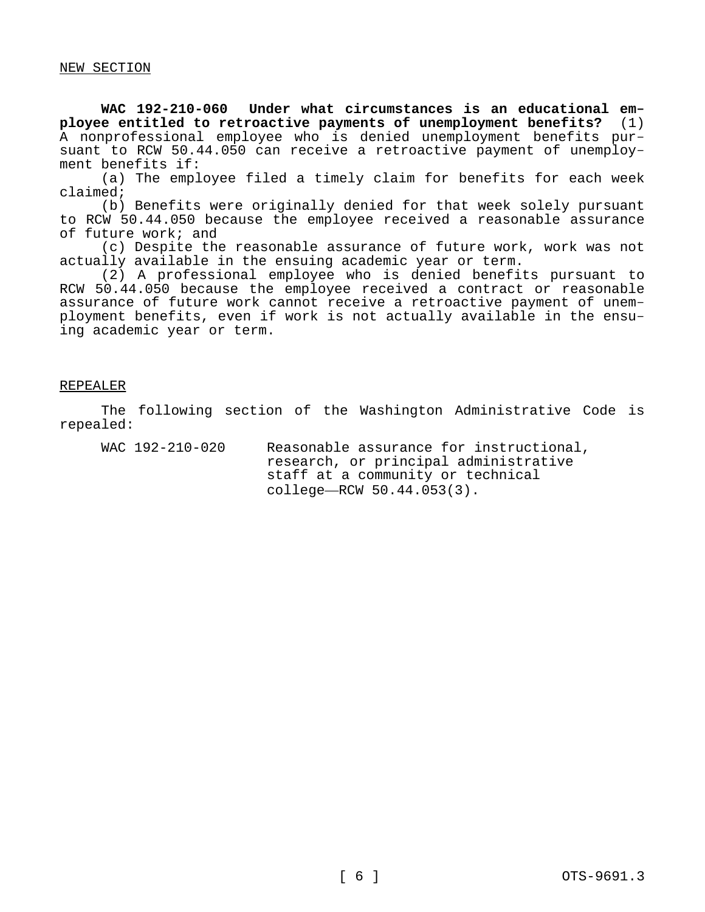NEW SECTION

**WAC 192-210-060 Under what circumstances is an educational employee entitled to retroactive payments of unemployment benefits?** (1) A nonprofessional employee who is denied unemployment benefits pursuant to RCW 50.44.050 can receive a retroactive payment of unemployment benefits if:

(a) The employee filed a timely claim for benefits for each week claimed;

(b) Benefits were originally denied for that week solely pursuant to RCW 50.44.050 because the employee received a reasonable assurance of future work; and

(c) Despite the reasonable assurance of future work, work was not actually available in the ensuing academic year or term.

(2) A professional employee who is denied benefits pursuant to RCW 50.44.050 because the employee received a contract or reasonable assurance of future work cannot receive a retroactive payment of unemployment benefits, even if work is not actually available in the ensuing academic year or term.

REPEALER

The following section of the Washington Administrative Code is repealed:

| | |
|---|---|
| WAC 192-210-020 | Reasonable assurance for instructional, research, or principal administrative staff at a community or technical college—RCW 50.44.053(3). |